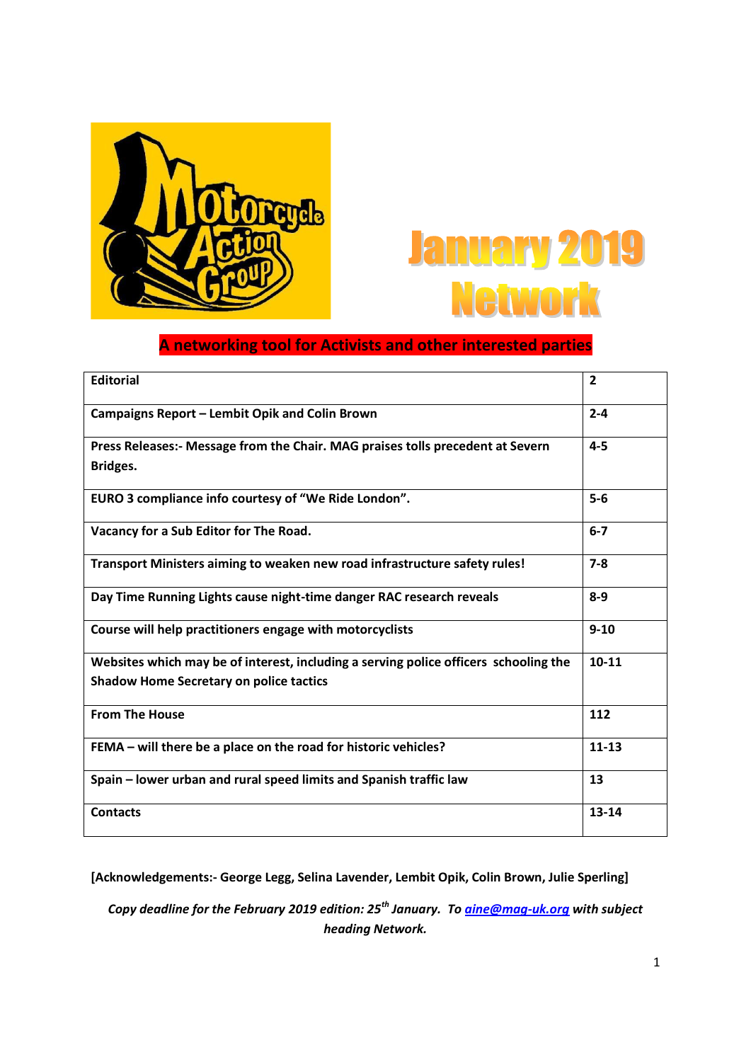# January 2019 Network

**A networking tool for Activists and other interested parties**

| | |
|---|---|
| **Editorial** | **2** |
| **Campaigns Report – Lembit Opik and Colin Brown** | **2-4** |
| **Press Releases:- Message from the Chair. MAG praises tolls precedent at Severn Bridges.** | **4-5** |
| **EURO 3 compliance info courtesy of "We Ride London".** | **5-6** |
| **Vacancy for a Sub Editor for The Road.** | **6-7** |
| **Transport Ministers aiming to weaken new road infrastructure safety rules!** | **7-8** |
| **Day Time Running Lights cause night-time danger RAC research reveals** | **8-9** |
| **Course will help practitioners engage with motorcyclists** | **9-10** |
| **Websites which may be of interest, including a serving police officers schooling the Shadow Home Secretary on police tactics** | **10-11** |
| **From The House** | **112** |
| **FEMA – will there be a place on the road for historic vehicles?** | **11-13** |
| **Spain – lower urban and rural speed limits and Spanish traffic law** | **13** |
| **Contacts** | **13-14** |

**[Acknowledgements:- George Legg, Selina Lavender, Lembit Opik, Colin Brown, Julie Sperling]**

***Copy deadline for the February 2019 edition: 25th January. To aine@mag-uk.org with subject heading Network.***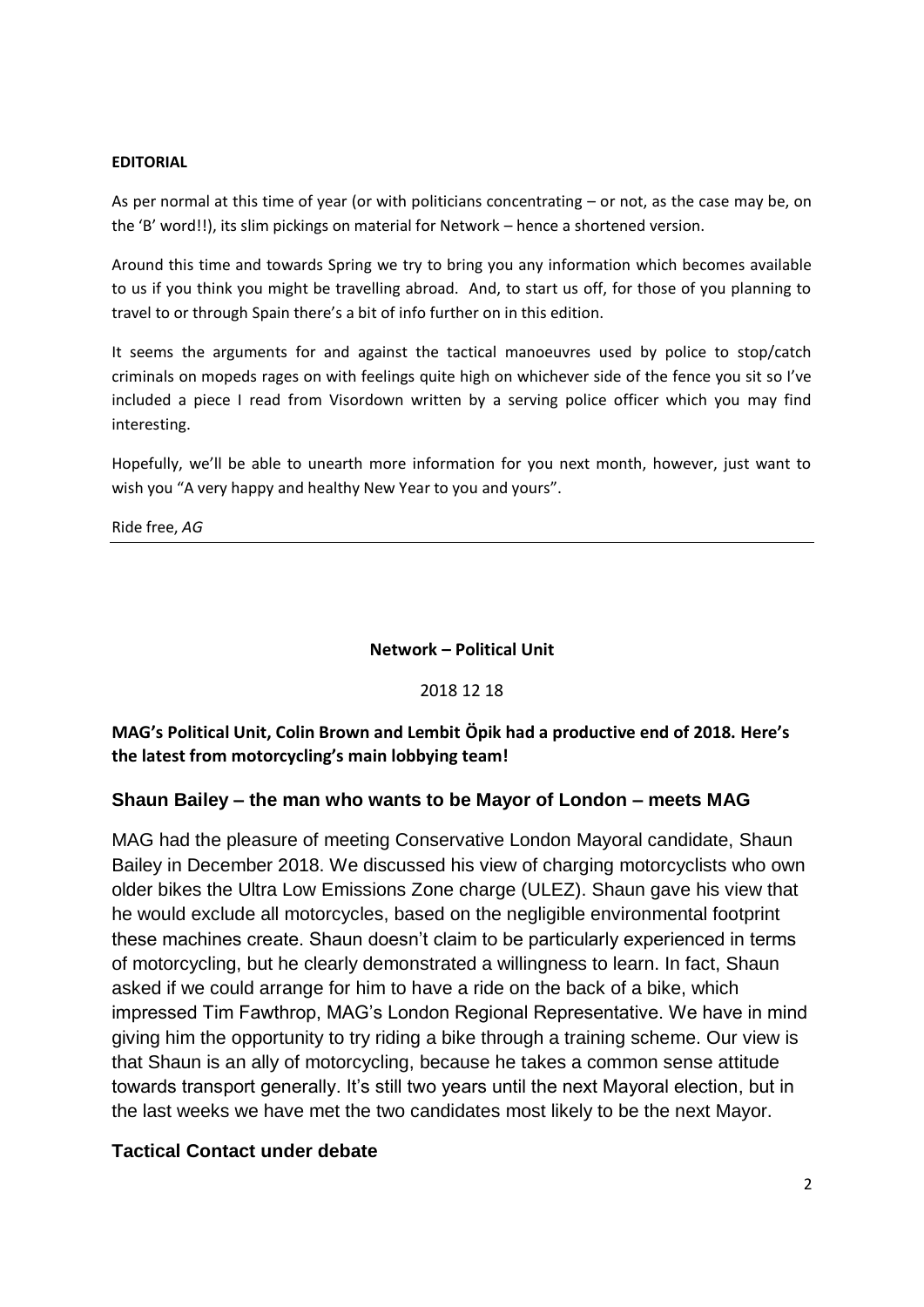**EDITORIAL**

As per normal at this time of year (or with politicians concentrating – or not, as the case may be, on the 'B' word!!), its slim pickings on material for Network – hence a shortened version.

Around this time and towards Spring we try to bring you any information which becomes available to us if you think you might be travelling abroad. And, to start us off, for those of you planning to travel to or through Spain there's a bit of info further on in this edition.

It seems the arguments for and against the tactical manoeuvres used by police to stop/catch criminals on mopeds rages on with feelings quite high on whichever side of the fence you sit so I've included a piece I read from Visordown written by a serving police officer which you may find interesting.

Hopefully, we'll be able to unearth more information for you next month, however, just want to wish you "A very happy and healthy New Year to you and yours".

Ride free, *AG*

---

**Network – Political Unit**

2018 12 18

**MAG's Political Unit, Colin Brown and Lembit Öpik had a productive end of 2018. Here's the latest from motorcycling's main lobbying team!**

## Shaun Bailey – the man who wants to be Mayor of London – meets MAG

MAG had the pleasure of meeting Conservative London Mayoral candidate, Shaun Bailey in December 2018. We discussed his view of charging motorcyclists who own older bikes the Ultra Low Emissions Zone charge (ULEZ). Shaun gave his view that he would exclude all motorcycles, based on the negligible environmental footprint these machines create. Shaun doesn't claim to be particularly experienced in terms of motorcycling, but he clearly demonstrated a willingness to learn. In fact, Shaun asked if we could arrange for him to have a ride on the back of a bike, which impressed Tim Fawthrop, MAG's London Regional Representative. We have in mind giving him the opportunity to try riding a bike through a training scheme. Our view is that Shaun is an ally of motorcycling, because he takes a common sense attitude towards transport generally. It's still two years until the next Mayoral election, but in the last weeks we have met the two candidates most likely to be the next Mayor.

## Tactical Contact under debate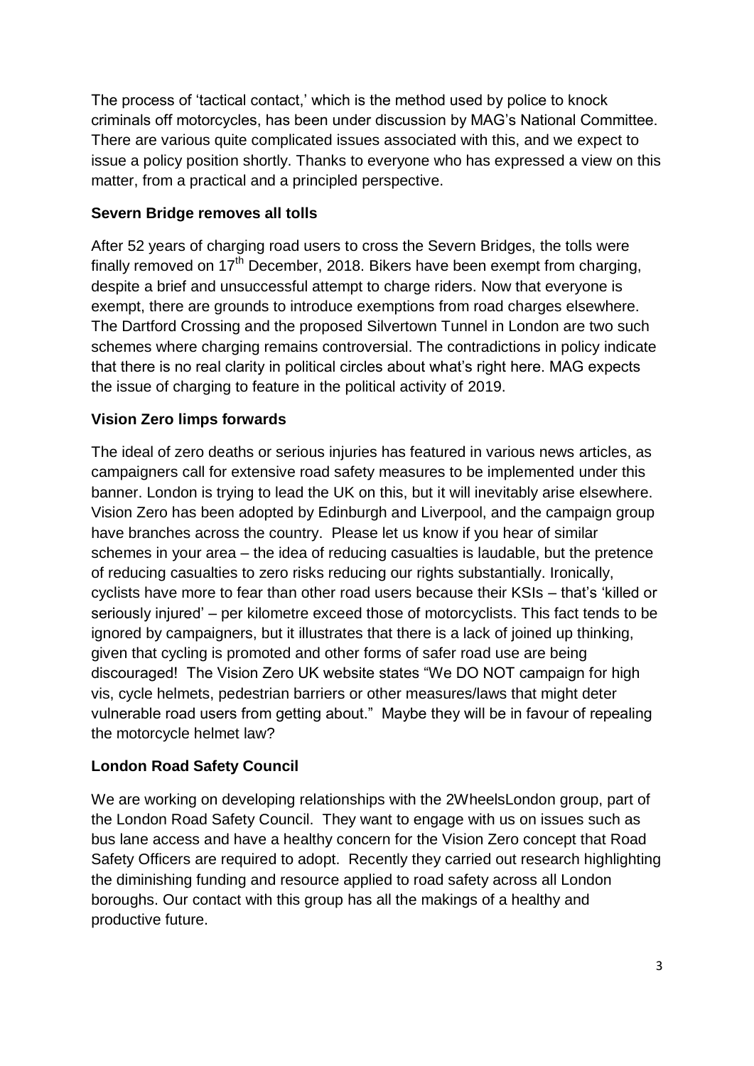The process of 'tactical contact,' which is the method used by police to knock criminals off motorcycles, has been under discussion by MAG's National Committee. There are various quite complicated issues associated with this, and we expect to issue a policy position shortly. Thanks to everyone who has expressed a view on this matter, from a practical and a principled perspective.

**Severn Bridge removes all tolls**

After 52 years of charging road users to cross the Severn Bridges, the tolls were finally removed on 17th December, 2018. Bikers have been exempt from charging, despite a brief and unsuccessful attempt to charge riders. Now that everyone is exempt, there are grounds to introduce exemptions from road charges elsewhere. The Dartford Crossing and the proposed Silvertown Tunnel in London are two such schemes where charging remains controversial. The contradictions in policy indicate that there is no real clarity in political circles about what's right here. MAG expects the issue of charging to feature in the political activity of 2019.

**Vision Zero limps forwards**

The ideal of zero deaths or serious injuries has featured in various news articles, as campaigners call for extensive road safety measures to be implemented under this banner. London is trying to lead the UK on this, but it will inevitably arise elsewhere. Vision Zero has been adopted by Edinburgh and Liverpool, and the campaign group have branches across the country. Please let us know if you hear of similar schemes in your area – the idea of reducing casualties is laudable, but the pretence of reducing casualties to zero risks reducing our rights substantially. Ironically, cyclists have more to fear than other road users because their KSIs – that's 'killed or seriously injured' – per kilometre exceed those of motorcyclists. This fact tends to be ignored by campaigners, but it illustrates that there is a lack of joined up thinking, given that cycling is promoted and other forms of safer road use are being discouraged! The Vision Zero UK website states "We DO NOT campaign for high vis, cycle helmets, pedestrian barriers or other measures/laws that might deter vulnerable road users from getting about." Maybe they will be in favour of repealing the motorcycle helmet law?

**London Road Safety Council**

We are working on developing relationships with the 2WheelsLondon group, part of the London Road Safety Council. They want to engage with us on issues such as bus lane access and have a healthy concern for the Vision Zero concept that Road Safety Officers are required to adopt. Recently they carried out research highlighting the diminishing funding and resource applied to road safety across all London boroughs. Our contact with this group has all the makings of a healthy and productive future.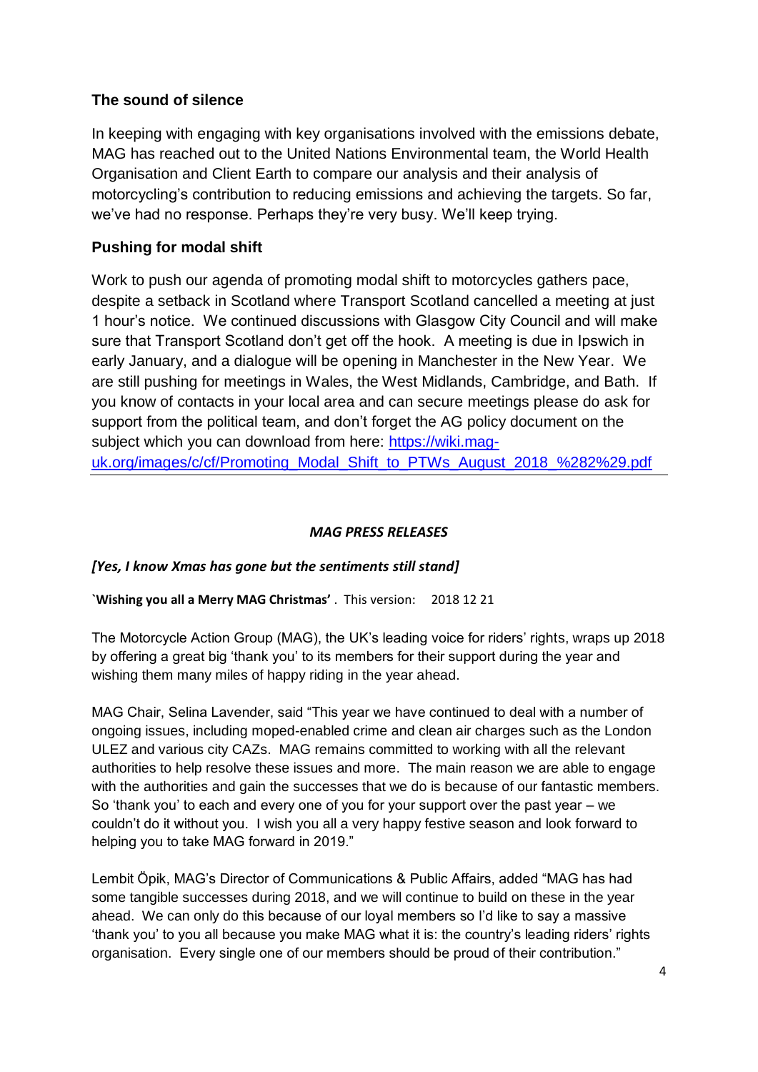### The sound of silence

In keeping with engaging with key organisations involved with the emissions debate, MAG has reached out to the United Nations Environmental team, the World Health Organisation and Client Earth to compare our analysis and their analysis of motorcycling's contribution to reducing emissions and achieving the targets. So far, we've had no response. Perhaps they're very busy. We'll keep trying.

### Pushing for modal shift

Work to push our agenda of promoting modal shift to motorcycles gathers pace, despite a setback in Scotland where Transport Scotland cancelled a meeting at just 1 hour's notice. We continued discussions with Glasgow City Council and will make sure that Transport Scotland don't get off the hook. A meeting is due in Ipswich in early January, and a dialogue will be opening in Manchester in the New Year. We are still pushing for meetings in Wales, the West Midlands, Cambridge, and Bath. If you know of contacts in your local area and can secure meetings please do ask for support from the political team, and don't forget the AG policy document on the subject which you can download from here: [https://wiki.mag-uk.org/images/c/cf/Promoting_Modal_Shift_to_PTWs_August_2018_%282%29.pdf](https://wiki.mag-uk.org/images/c/cf/Promoting_Modal_Shift_to_PTWs_August_2018_%282%29.pdf)

---

## *MAG PRESS RELEASES*

***[Yes, I know Xmas has gone but the sentiments still stand]***

**`Wishing you all a Merry MAG Christmas'** . This version: 2018 12 21

The Motorcycle Action Group (MAG), the UK's leading voice for riders' rights, wraps up 2018 by offering a great big 'thank you' to its members for their support during the year and wishing them many miles of happy riding in the year ahead.

MAG Chair, Selina Lavender, said "This year we have continued to deal with a number of ongoing issues, including moped-enabled crime and clean air charges such as the London ULEZ and various city CAZs. MAG remains committed to working with all the relevant authorities to help resolve these issues and more. The main reason we are able to engage with the authorities and gain the successes that we do is because of our fantastic members. So 'thank you' to each and every one of you for your support over the past year – we couldn't do it without you. I wish you all a very happy festive season and look forward to helping you to take MAG forward in 2019."

Lembit Öpik, MAG's Director of Communications & Public Affairs, added "MAG has had some tangible successes during 2018, and we will continue to build on these in the year ahead. We can only do this because of our loyal members so I'd like to say a massive 'thank you' to you all because you make MAG what it is: the country's leading riders' rights organisation. Every single one of our members should be proud of their contribution."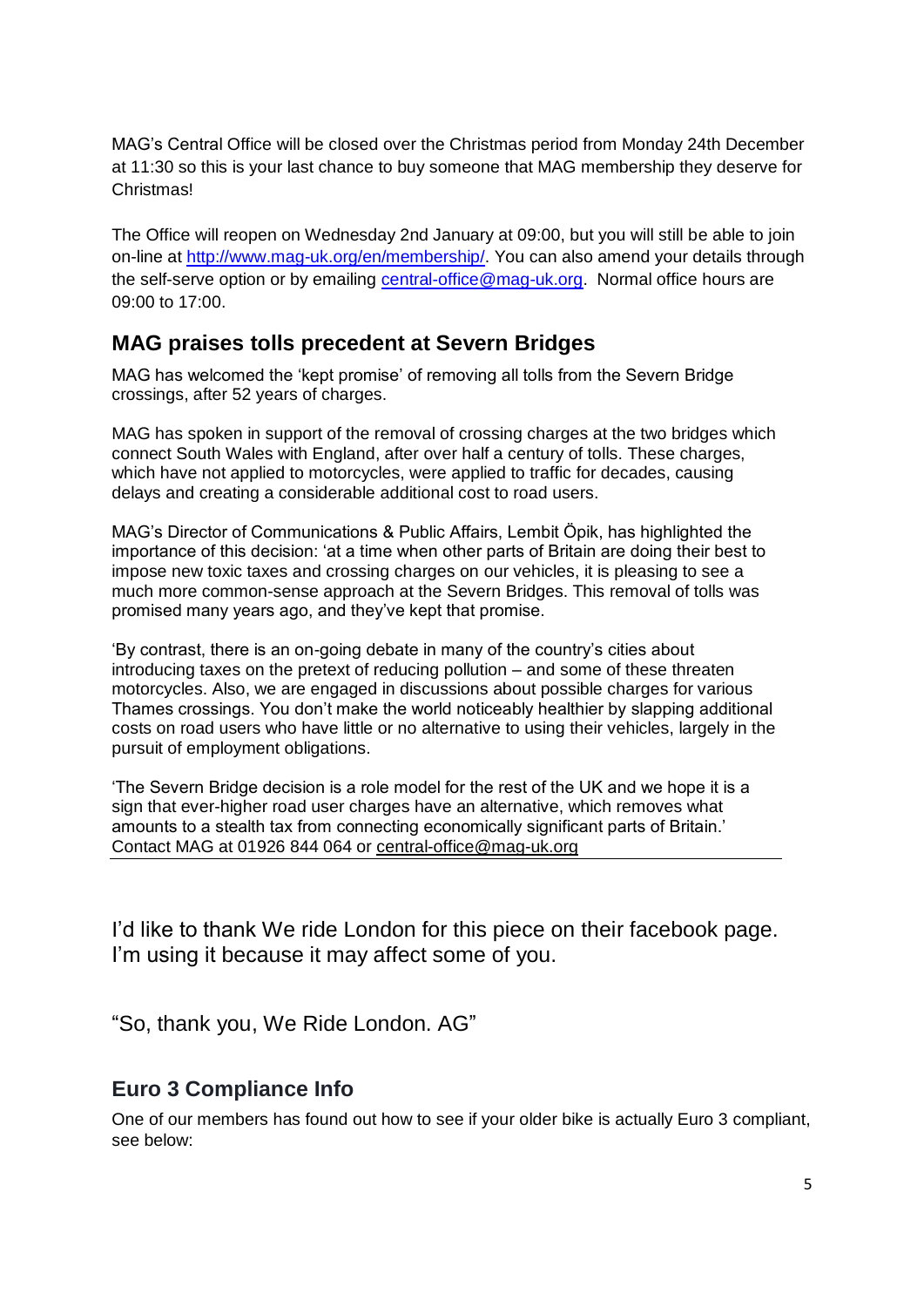MAG's Central Office will be closed over the Christmas period from Monday 24th December at 11:30 so this is your last chance to buy someone that MAG membership they deserve for Christmas!

The Office will reopen on Wednesday 2nd January at 09:00, but you will still be able to join on-line at http://www.mag-uk.org/en/membership/. You can also amend your details through the self-serve option or by emailing central-office@mag-uk.org. Normal office hours are 09:00 to 17:00.

## MAG praises tolls precedent at Severn Bridges

MAG has welcomed the 'kept promise' of removing all tolls from the Severn Bridge crossings, after 52 years of charges.

MAG has spoken in support of the removal of crossing charges at the two bridges which connect South Wales with England, after over half a century of tolls. These charges, which have not applied to motorcycles, were applied to traffic for decades, causing delays and creating a considerable additional cost to road users.

MAG's Director of Communications & Public Affairs, Lembit Öpik, has highlighted the importance of this decision: 'at a time when other parts of Britain are doing their best to impose new toxic taxes and crossing charges on our vehicles, it is pleasing to see a much more common-sense approach at the Severn Bridges. This removal of tolls was promised many years ago, and they've kept that promise.

'By contrast, there is an on-going debate in many of the country's cities about introducing taxes on the pretext of reducing pollution – and some of these threaten motorcycles. Also, we are engaged in discussions about possible charges for various Thames crossings. You don't make the world noticeably healthier by slapping additional costs on road users who have little or no alternative to using their vehicles, largely in the pursuit of employment obligations.

'The Severn Bridge decision is a role model for the rest of the UK and we hope it is a sign that ever-higher road user charges have an alternative, which removes what amounts to a stealth tax from connecting economically significant parts of Britain.'
Contact MAG at 01926 844 064 or central-office@mag-uk.org

---

I'd like to thank We ride London for this piece on their facebook page. I'm using it because it may affect some of you.

"So, thank you, We Ride London. AG"

## Euro 3 Compliance Info

One of our members has found out how to see if your older bike is actually Euro 3 compliant, see below: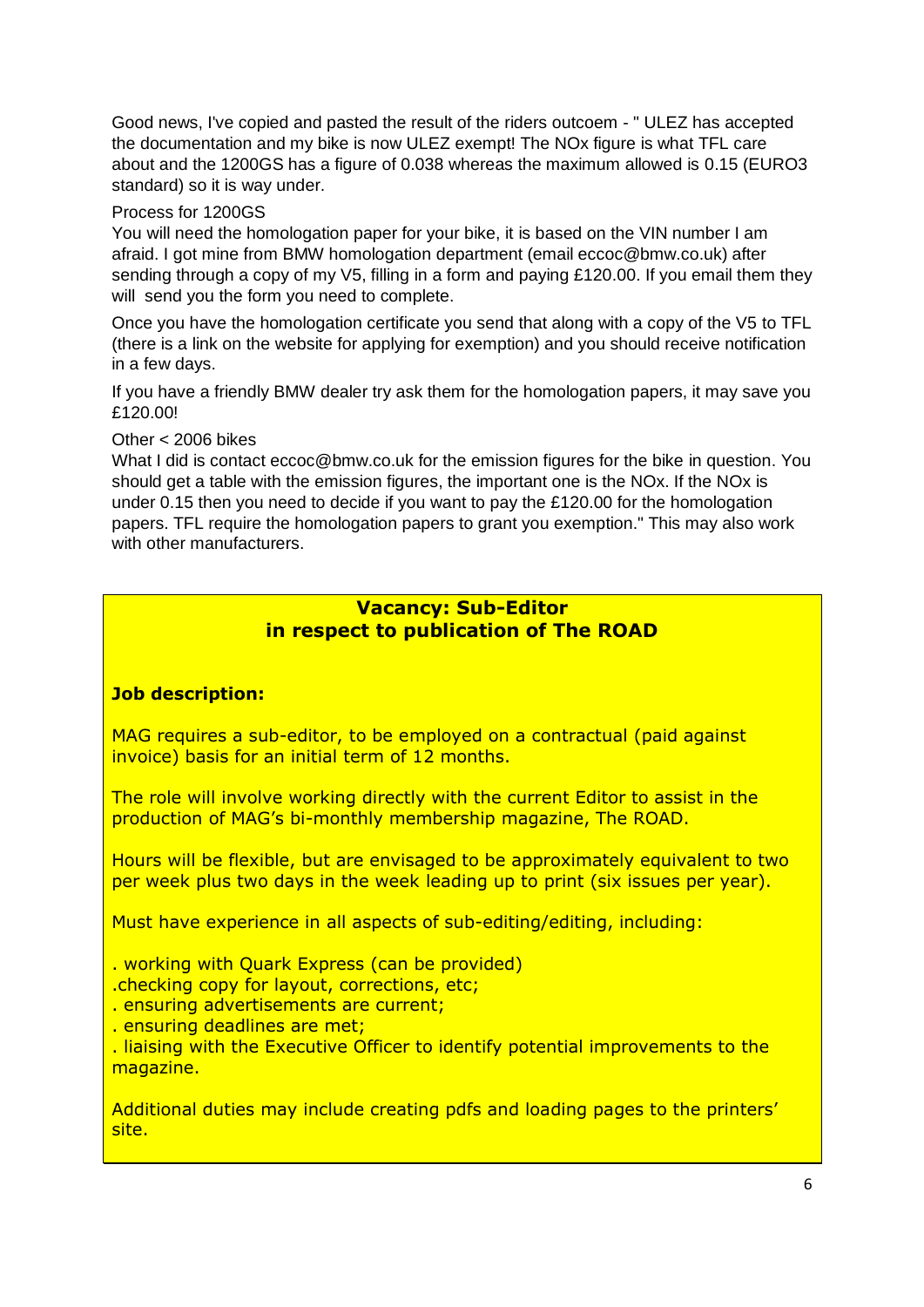Good news, I've copied and pasted the result of the riders outcoem - " ULEZ has accepted the documentation and my bike is now ULEZ exempt! The NOx figure is what TFL care about and the 1200GS has a figure of 0.038 whereas the maximum allowed is 0.15 (EURO3 standard) so it is way under.

Process for 1200GS

You will need the homologation paper for your bike, it is based on the VIN number I am afraid. I got mine from BMW homologation department (email eccoc@bmw.co.uk) after sending through a copy of my V5, filling in a form and paying £120.00. If you email them they will send you the form you need to complete.

Once you have the homologation certificate you send that along with a copy of the V5 to TFL (there is a link on the website for applying for exemption) and you should receive notification in a few days.

If you have a friendly BMW dealer try ask them for the homologation papers, it may save you £120.00!

Other < 2006 bikes

What I did is contact eccoc@bmw.co.uk for the emission figures for the bike in question. You should get a table with the emission figures, the important one is the NOx. If the NOx is under 0.15 then you need to decide if you want to pay the £120.00 for the homologation papers. TFL require the homologation papers to grant you exemption." This may also work with other manufacturers.

## Vacancy: Sub-Editor in respect to publication of The ROAD

**Job description:**

MAG requires a sub-editor, to be employed on a contractual (paid against invoice) basis for an initial term of 12 months.

The role will involve working directly with the current Editor to assist in the production of MAG's bi-monthly membership magazine, The ROAD.

Hours will be flexible, but are envisaged to be approximately equivalent to two per week plus two days in the week leading up to print (six issues per year).

Must have experience in all aspects of sub-editing/editing, including:

- working with Quark Express (can be provided)
- checking copy for layout, corrections, etc;
- ensuring advertisements are current;
- ensuring deadlines are met;
- liaising with the Executive Officer to identify potential improvements to the magazine.

Additional duties may include creating pdfs and loading pages to the printers' site.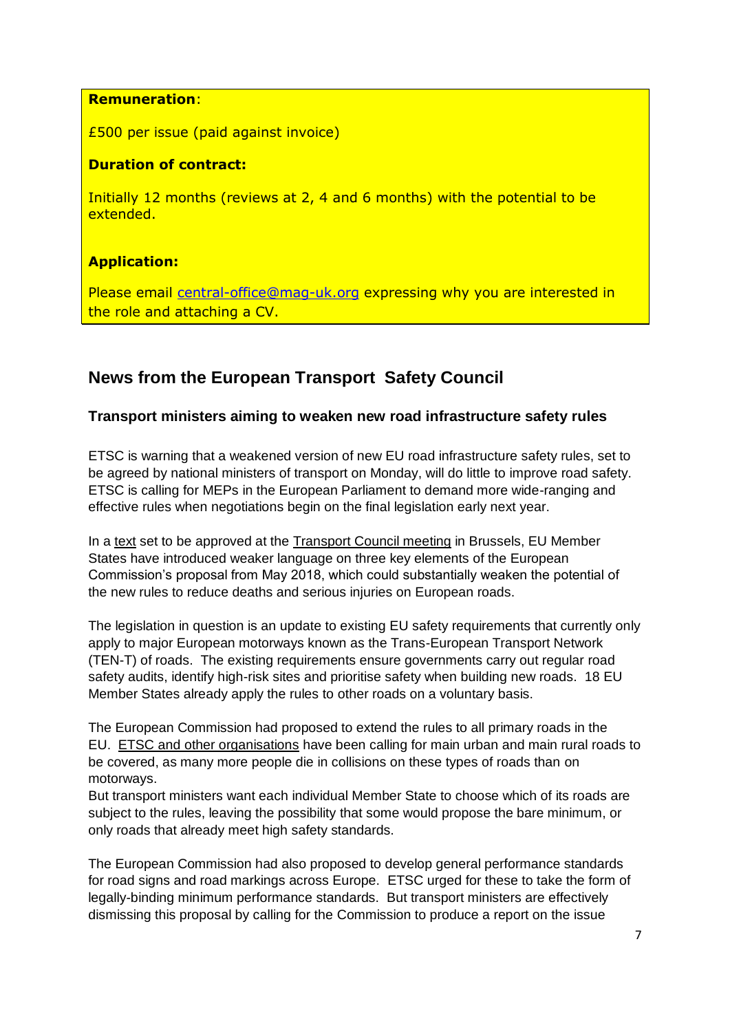**Remuneration**:

£500 per issue (paid against invoice)

**Duration of contract:**

Initially 12 months (reviews at 2, 4 and 6 months) with the potential to be extended.

**Application:**

Please email central-office@mag-uk.org expressing why you are interested in the role and attaching a CV.

## News from the European Transport Safety Council

### Transport ministers aiming to weaken new road infrastructure safety rules

ETSC is warning that a weakened version of new EU road infrastructure safety rules, set to be agreed by national ministers of transport on Monday, will do little to improve road safety. ETSC is calling for MEPs in the European Parliament to demand more wide-ranging and effective rules when negotiations begin on the final legislation early next year.

In a text set to be approved at the Transport Council meeting in Brussels, EU Member States have introduced weaker language on three key elements of the European Commission's proposal from May 2018, which could substantially weaken the potential of the new rules to reduce deaths and serious injuries on European roads.

The legislation in question is an update to existing EU safety requirements that currently only apply to major European motorways known as the Trans-European Transport Network (TEN-T) of roads. The existing requirements ensure governments carry out regular road safety audits, identify high-risk sites and prioritise safety when building new roads. 18 EU Member States already apply the rules to other roads on a voluntary basis.

The European Commission had proposed to extend the rules to all primary roads in the EU. ETSC and other organisations have been calling for main urban and main rural roads to be covered, as many more people die in collisions on these types of roads than on motorways.
But transport ministers want each individual Member State to choose which of its roads are subject to the rules, leaving the possibility that some would propose the bare minimum, or only roads that already meet high safety standards.

The European Commission had also proposed to develop general performance standards for road signs and road markings across Europe. ETSC urged for these to take the form of legally-binding minimum performance standards. But transport ministers are effectively dismissing this proposal by calling for the Commission to produce a report on the issue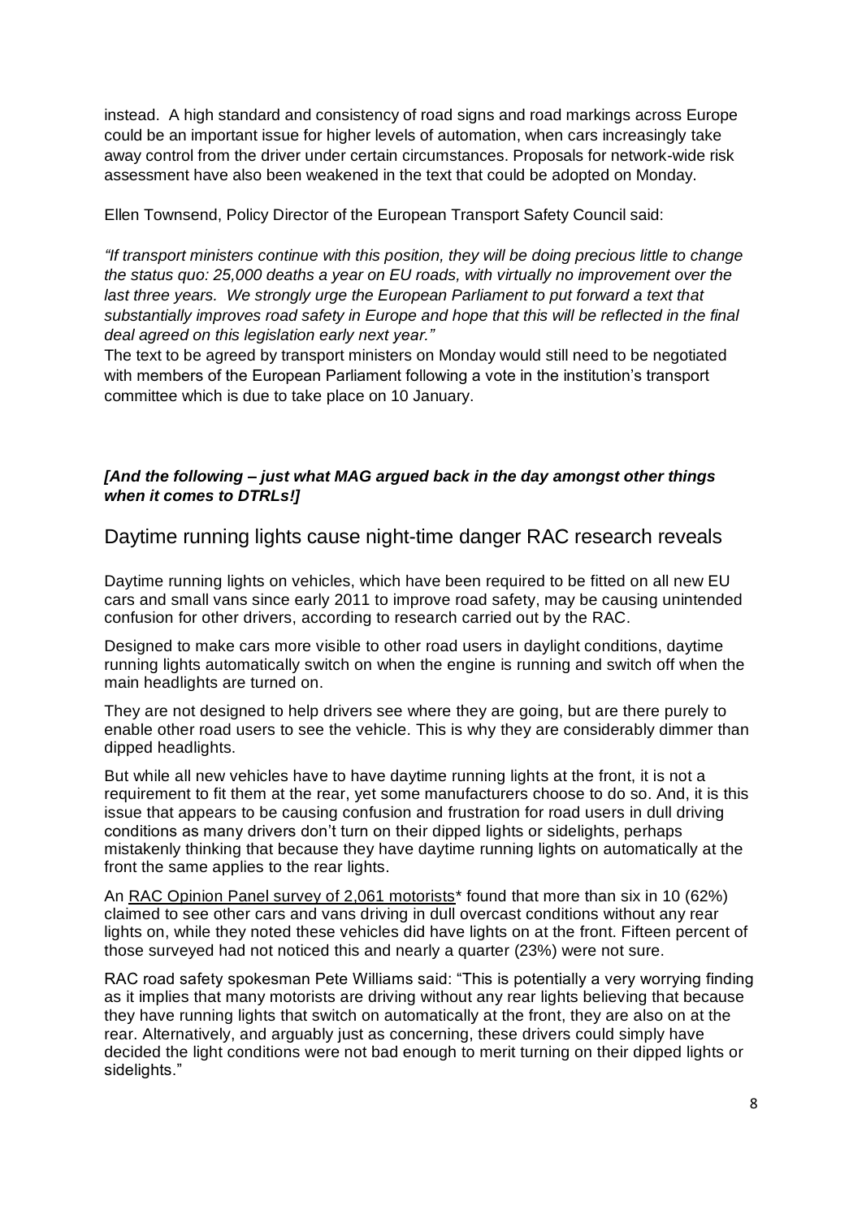instead. A high standard and consistency of road signs and road markings across Europe could be an important issue for higher levels of automation, when cars increasingly take away control from the driver under certain circumstances. Proposals for network-wide risk assessment have also been weakened in the text that could be adopted on Monday.

Ellen Townsend, Policy Director of the European Transport Safety Council said:

*"If transport ministers continue with this position, they will be doing precious little to change the status quo: 25,000 deaths a year on EU roads, with virtually no improvement over the last three years. We strongly urge the European Parliament to put forward a text that substantially improves road safety in Europe and hope that this will be reflected in the final deal agreed on this legislation early next year."*

The text to be agreed by transport ministers on Monday would still need to be negotiated with members of the European Parliament following a vote in the institution's transport committee which is due to take place on 10 January.

***[And the following – just what MAG argued back in the day amongst other things when it comes to DTRLs!]***

## Daytime running lights cause night-time danger RAC research reveals

Daytime running lights on vehicles, which have been required to be fitted on all new EU cars and small vans since early 2011 to improve road safety, may be causing unintended confusion for other drivers, according to research carried out by the RAC.

Designed to make cars more visible to other road users in daylight conditions, daytime running lights automatically switch on when the engine is running and switch off when the main headlights are turned on.

They are not designed to help drivers see where they are going, but are there purely to enable other road users to see the vehicle. This is why they are considerably dimmer than dipped headlights.

But while all new vehicles have to have daytime running lights at the front, it is not a requirement to fit them at the rear, yet some manufacturers choose to do so. And, it is this issue that appears to be causing confusion and frustration for road users in dull driving conditions as many drivers don't turn on their dipped lights or sidelights, perhaps mistakenly thinking that because they have daytime running lights on automatically at the front the same applies to the rear lights.

An RAC Opinion Panel survey of 2,061 motorists* found that more than six in 10 (62%) claimed to see other cars and vans driving in dull overcast conditions without any rear lights on, while they noted these vehicles did have lights on at the front. Fifteen percent of those surveyed had not noticed this and nearly a quarter (23%) were not sure.

RAC road safety spokesman Pete Williams said: "This is potentially a very worrying finding as it implies that many motorists are driving without any rear lights believing that because they have running lights that switch on automatically at the front, they are also on at the rear. Alternatively, and arguably just as concerning, these drivers could simply have decided the light conditions were not bad enough to merit turning on their dipped lights or sidelights."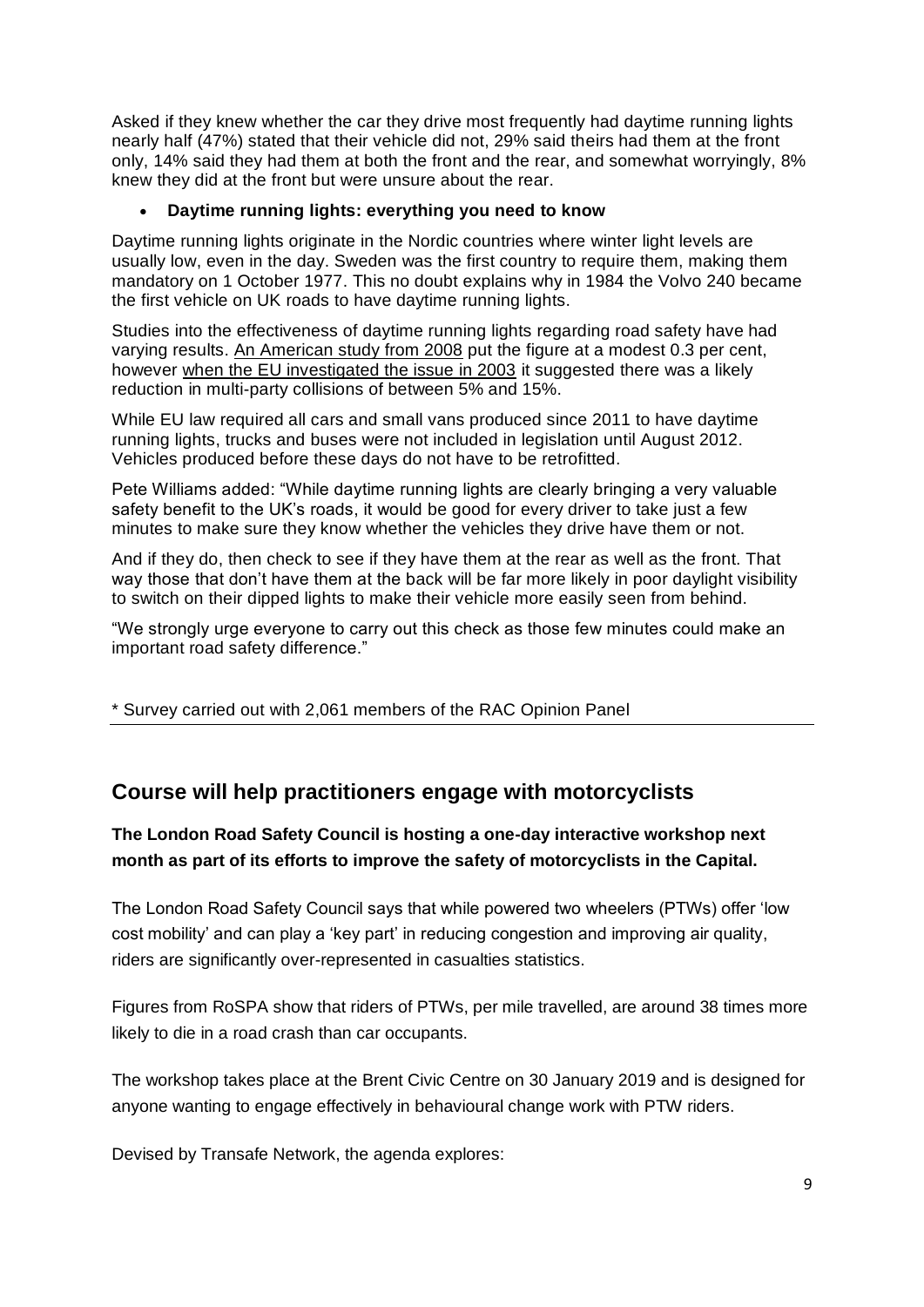Asked if they knew whether the car they drive most frequently had daytime running lights nearly half (47%) stated that their vehicle did not, 29% said theirs had them at the front only, 14% said they had them at both the front and the rear, and somewhat worryingly, 8% knew they did at the front but were unsure about the rear.

- **Daytime running lights: everything you need to know**

Daytime running lights originate in the Nordic countries where winter light levels are usually low, even in the day. Sweden was the first country to require them, making them mandatory on 1 October 1977. This no doubt explains why in 1984 the Volvo 240 became the first vehicle on UK roads to have daytime running lights.

Studies into the effectiveness of daytime running lights regarding road safety have had varying results. An American study from 2008 put the figure at a modest 0.3 per cent, however when the EU investigated the issue in 2003 it suggested there was a likely reduction in multi-party collisions of between 5% and 15%.

While EU law required all cars and small vans produced since 2011 to have daytime running lights, trucks and buses were not included in legislation until August 2012. Vehicles produced before these days do not have to be retrofitted.

Pete Williams added: "While daytime running lights are clearly bringing a very valuable safety benefit to the UK's roads, it would be good for every driver to take just a few minutes to make sure they know whether the vehicles they drive have them or not.

And if they do, then check to see if they have them at the rear as well as the front. That way those that don't have them at the back will be far more likely in poor daylight visibility to switch on their dipped lights to make their vehicle more easily seen from behind.

"We strongly urge everyone to carry out this check as those few minutes could make an important road safety difference."

\* Survey carried out with 2,061 members of the RAC Opinion Panel

---

## Course will help practitioners engage with motorcyclists

**The London Road Safety Council is hosting a one-day interactive workshop next month as part of its efforts to improve the safety of motorcyclists in the Capital.**

The London Road Safety Council says that while powered two wheelers (PTWs) offer 'low cost mobility' and can play a 'key part' in reducing congestion and improving air quality, riders are significantly over-represented in casualties statistics.

Figures from RoSPA show that riders of PTWs, per mile travelled, are around 38 times more likely to die in a road crash than car occupants.

The workshop takes place at the Brent Civic Centre on 30 January 2019 and is designed for anyone wanting to engage effectively in behavioural change work with PTW riders.

Devised by Transafe Network, the agenda explores: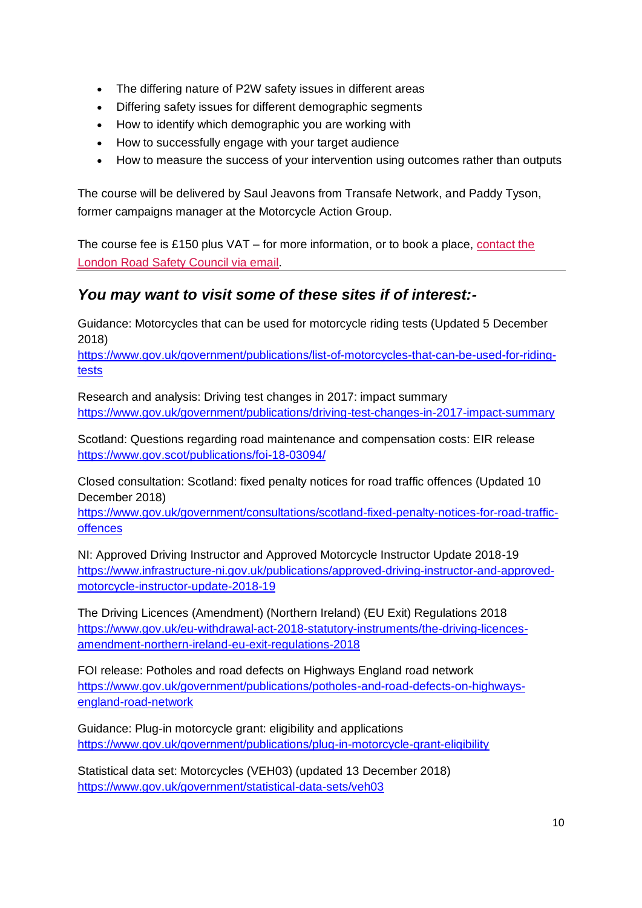- The differing nature of P2W safety issues in different areas
- Differing safety issues for different demographic segments
- How to identify which demographic you are working with
- How to successfully engage with your target audience
- How to measure the success of your intervention using outcomes rather than outputs

The course will be delivered by Saul Jeavons from Transafe Network, and Paddy Tyson, former campaigns manager at the Motorcycle Action Group.

The course fee is £150 plus VAT – for more information, or to book a place, contact the London Road Safety Council via email.

---

## *You may want to visit some of these sites if of interest:-*

Guidance: Motorcycles that can be used for motorcycle riding tests (Updated 5 December 2018)
https://www.gov.uk/government/publications/list-of-motorcycles-that-can-be-used-for-riding-tests

Research and analysis: Driving test changes in 2017: impact summary
https://www.gov.uk/government/publications/driving-test-changes-in-2017-impact-summary

Scotland: Questions regarding road maintenance and compensation costs: EIR release
https://www.gov.scot/publications/foi-18-03094/

Closed consultation: Scotland: fixed penalty notices for road traffic offences (Updated 10 December 2018)
https://www.gov.uk/government/consultations/scotland-fixed-penalty-notices-for-road-traffic-offences

NI: Approved Driving Instructor and Approved Motorcycle Instructor Update 2018-19
https://www.infrastructure-ni.gov.uk/publications/approved-driving-instructor-and-approved-motorcycle-instructor-update-2018-19

The Driving Licences (Amendment) (Northern Ireland) (EU Exit) Regulations 2018
https://www.gov.uk/eu-withdrawal-act-2018-statutory-instruments/the-driving-licences-amendment-northern-ireland-eu-exit-regulations-2018

FOI release: Potholes and road defects on Highways England road network
https://www.gov.uk/government/publications/potholes-and-road-defects-on-highways-england-road-network

Guidance: Plug-in motorcycle grant: eligibility and applications
https://www.gov.uk/government/publications/plug-in-motorcycle-grant-eligibility

Statistical data set: Motorcycles (VEH03) (updated 13 December 2018)
https://www.gov.uk/government/statistical-data-sets/veh03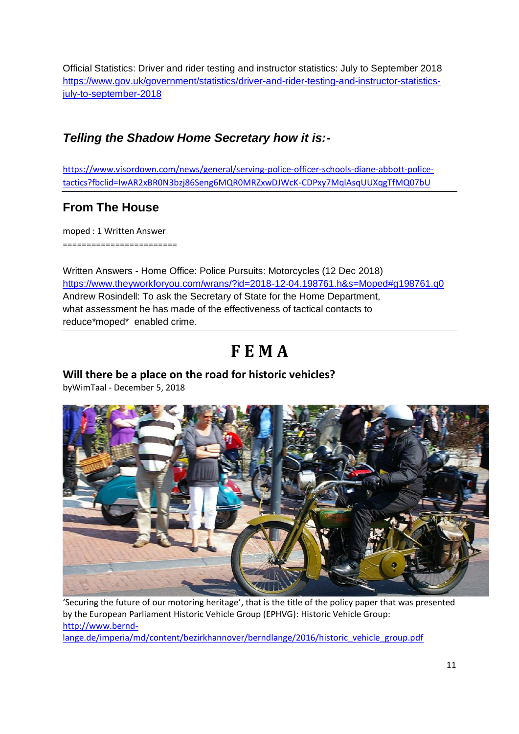Official Statistics: Driver and rider testing and instructor statistics: July to September 2018
https://www.gov.uk/government/statistics/driver-and-rider-testing-and-instructor-statistics-july-to-september-2018

## *Telling the Shadow Home Secretary how it is:-*

https://www.visordown.com/news/general/serving-police-officer-schools-diane-abbott-police-tactics?fbclid=IwAR2xBR0N3bzj86Seng6MQR0MRZxwDJWcK-CDPxy7MqlAsqUUXqgTfMQ07bU

---

## From The House

moped : 1 Written Answer
========================

Written Answers - Home Office: Police Pursuits: Motorcycles (12 Dec 2018)
https://www.theyworkforyou.com/wrans/?id=2018-12-04.198761.h&s=Moped#g198761.q0
Andrew Rosindell: To ask the Secretary of State for the Home Department, what assessment he has made of the effectiveness of tactical contacts to reduce*moped* enabled crime.

---

# F E M A

### Will there be a place on the road for historic vehicles?

byWimTaal - December 5, 2018

'Securing the future of our motoring heritage', that is the title of the policy paper that was presented by the European Parliament Historic Vehicle Group (EPHVG): Historic Vehicle Group:
http://www.bernd-lange.de/imperia/md/content/bezirkhannover/berndlange/2016/historic_vehicle_group.pdf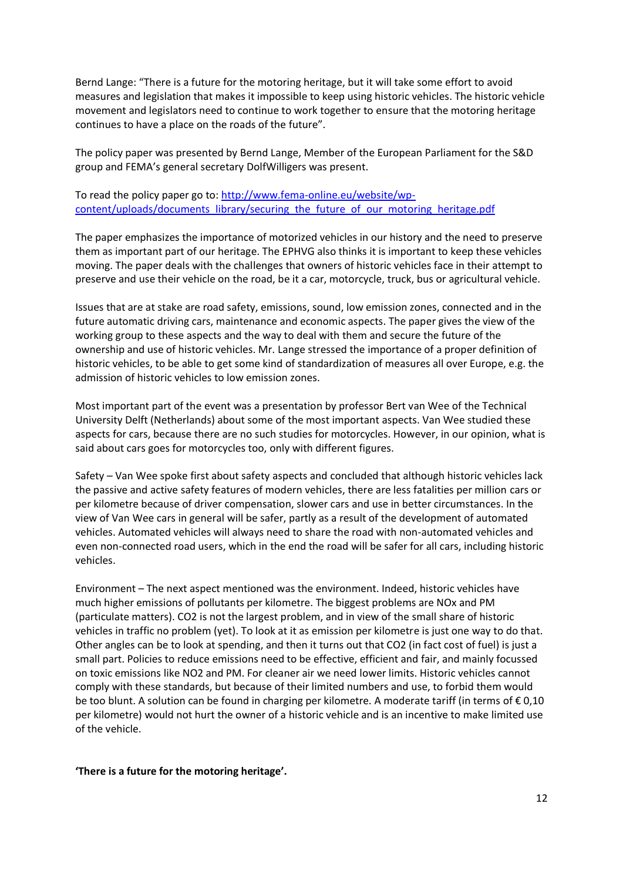Bernd Lange: “There is a future for the motoring heritage, but it will take some effort to avoid measures and legislation that makes it impossible to keep using historic vehicles. The historic vehicle movement and legislators need to continue to work together to ensure that the motoring heritage continues to have a place on the roads of the future”.

The policy paper was presented by Bernd Lange, Member of the European Parliament for the S&D group and FEMA’s general secretary DolfWilligers was present.

To read the policy paper go to: [http://www.fema-online.eu/website/wp-content/uploads/documents_library/securing_the_future_of_our_motoring_heritage.pdf](http://www.fema-online.eu/website/wp-content/uploads/documents_library/securing_the_future_of_our_motoring_heritage.pdf)

The paper emphasizes the importance of motorized vehicles in our history and the need to preserve them as important part of our heritage. The EPHVG also thinks it is important to keep these vehicles moving. The paper deals with the challenges that owners of historic vehicles face in their attempt to preserve and use their vehicle on the road, be it a car, motorcycle, truck, bus or agricultural vehicle.

Issues that are at stake are road safety, emissions, sound, low emission zones, connected and in the future automatic driving cars, maintenance and economic aspects. The paper gives the view of the working group to these aspects and the way to deal with them and secure the future of the ownership and use of historic vehicles. Mr. Lange stressed the importance of a proper definition of historic vehicles, to be able to get some kind of standardization of measures all over Europe, e.g. the admission of historic vehicles to low emission zones.

Most important part of the event was a presentation by professor Bert van Wee of the Technical University Delft (Netherlands) about some of the most important aspects. Van Wee studied these aspects for cars, because there are no such studies for motorcycles. However, in our opinion, what is said about cars goes for motorcycles too, only with different figures.

Safety – Van Wee spoke first about safety aspects and concluded that although historic vehicles lack the passive and active safety features of modern vehicles, there are less fatalities per million cars or per kilometre because of driver compensation, slower cars and use in better circumstances. In the view of Van Wee cars in general will be safer, partly as a result of the development of automated vehicles. Automated vehicles will always need to share the road with non-automated vehicles and even non-connected road users, which in the end the road will be safer for all cars, including historic vehicles.

Environment – The next aspect mentioned was the environment. Indeed, historic vehicles have much higher emissions of pollutants per kilometre. The biggest problems are NOx and PM (particulate matters). $CO_2$ is not the largest problem, and in view of the small share of historic vehicles in traffic no problem (yet). To look at it as emission per kilometre is just one way to do that. Other angles can be to look at spending, and then it turns out that $CO_2$ (in fact cost of fuel) is just a small part. Policies to reduce emissions need to be effective, efficient and fair, and mainly focussed on toxic emissions like $NO_2$ and PM. For cleaner air we need lower limits. Historic vehicles cannot comply with these standards, but because of their limited numbers and use, to forbid them would be too blunt. A solution can be found in charging per kilometre. A moderate tariff (in terms of € 0,10 per kilometre) would not hurt the owner of a historic vehicle and is an incentive to make limited use of the vehicle.

**‘There is a future for the motoring heritage’.**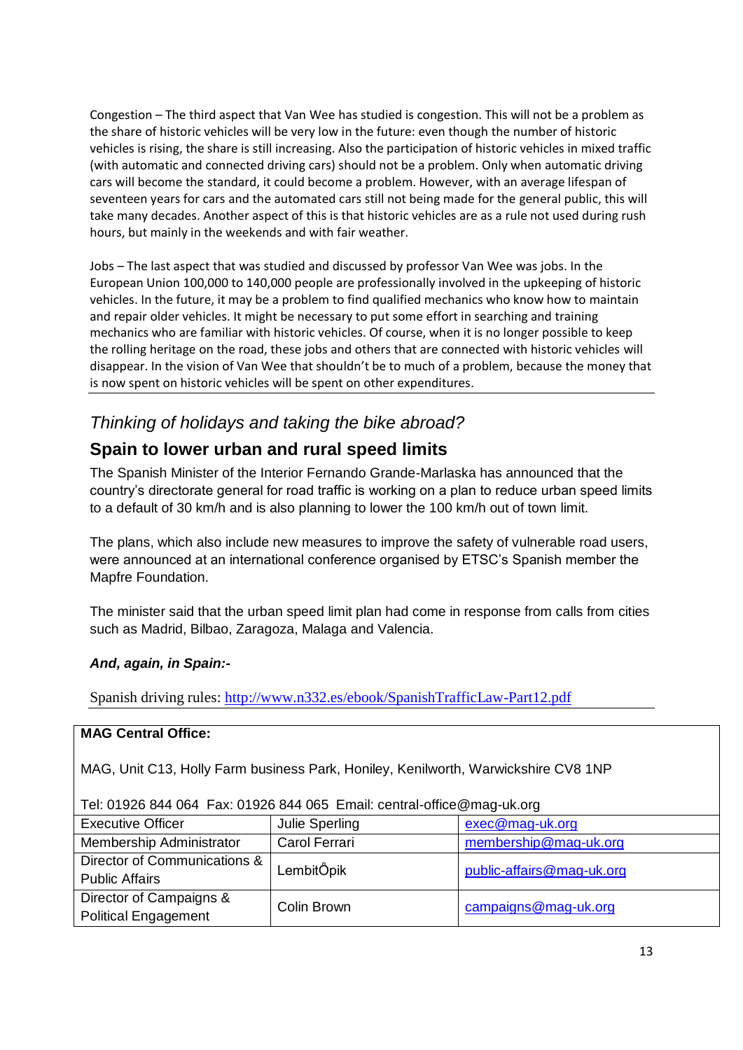Congestion – The third aspect that Van Wee has studied is congestion. This will not be a problem as the share of historic vehicles will be very low in the future: even though the number of historic vehicles is rising, the share is still increasing. Also the participation of historic vehicles in mixed traffic (with automatic and connected driving cars) should not be a problem. Only when automatic driving cars will become the standard, it could become a problem. However, with an average lifespan of seventeen years for cars and the automated cars still not being made for the general public, this will take many decades. Another aspect of this is that historic vehicles are as a rule not used during rush hours, but mainly in the weekends and with fair weather.

Jobs – The last aspect that was studied and discussed by professor Van Wee was jobs. In the European Union 100,000 to 140,000 people are professionally involved in the upkeeping of historic vehicles. In the future, it may be a problem to find qualified mechanics who know how to maintain and repair older vehicles. It might be necessary to put some effort in searching and training mechanics who are familiar with historic vehicles. Of course, when it is no longer possible to keep the rolling heritage on the road, these jobs and others that are connected with historic vehicles will disappear. In the vision of Van Wee that shouldn't be to much of a problem, because the money that is now spent on historic vehicles will be spent on other expenditures.

---

*Thinking of holidays and taking the bike abroad?*

## Spain to lower urban and rural speed limits

The Spanish Minister of the Interior Fernando Grande-Marlaska has announced that the country's directorate general for road traffic is working on a plan to reduce urban speed limits to a default of 30 km/h and is also planning to lower the 100 km/h out of town limit.

The plans, which also include new measures to improve the safety of vulnerable road users, were announced at an international conference organised by ETSC's Spanish member the Mapfre Foundation.

The minister said that the urban speed limit plan had come in response from calls from cities such as Madrid, Bilbao, Zaragoza, Malaga and Valencia.

***And, again, in Spain:-***

Spanish driving rules: http://www.n332.es/ebook/SpanishTrafficLaw-Part12.pdf

---

**MAG Central Office:**

MAG, Unit C13, Holly Farm business Park, Honiley, Kenilworth, Warwickshire CV8 1NP

Tel: 01926 844 064 Fax: 01926 844 065 Email: central-office@mag-uk.org

| | | |
|---|---|---|
| Executive Officer | Julie Sperling | exec@mag-uk.org |
| Membership Administrator | Carol Ferrari | membership@mag-uk.org |
| Director of Communications & Public Affairs | LembitŌpik | public-affairs@mag-uk.org |
| Director of Campaigns & Political Engagement | Colin Brown | campaigns@mag-uk.org |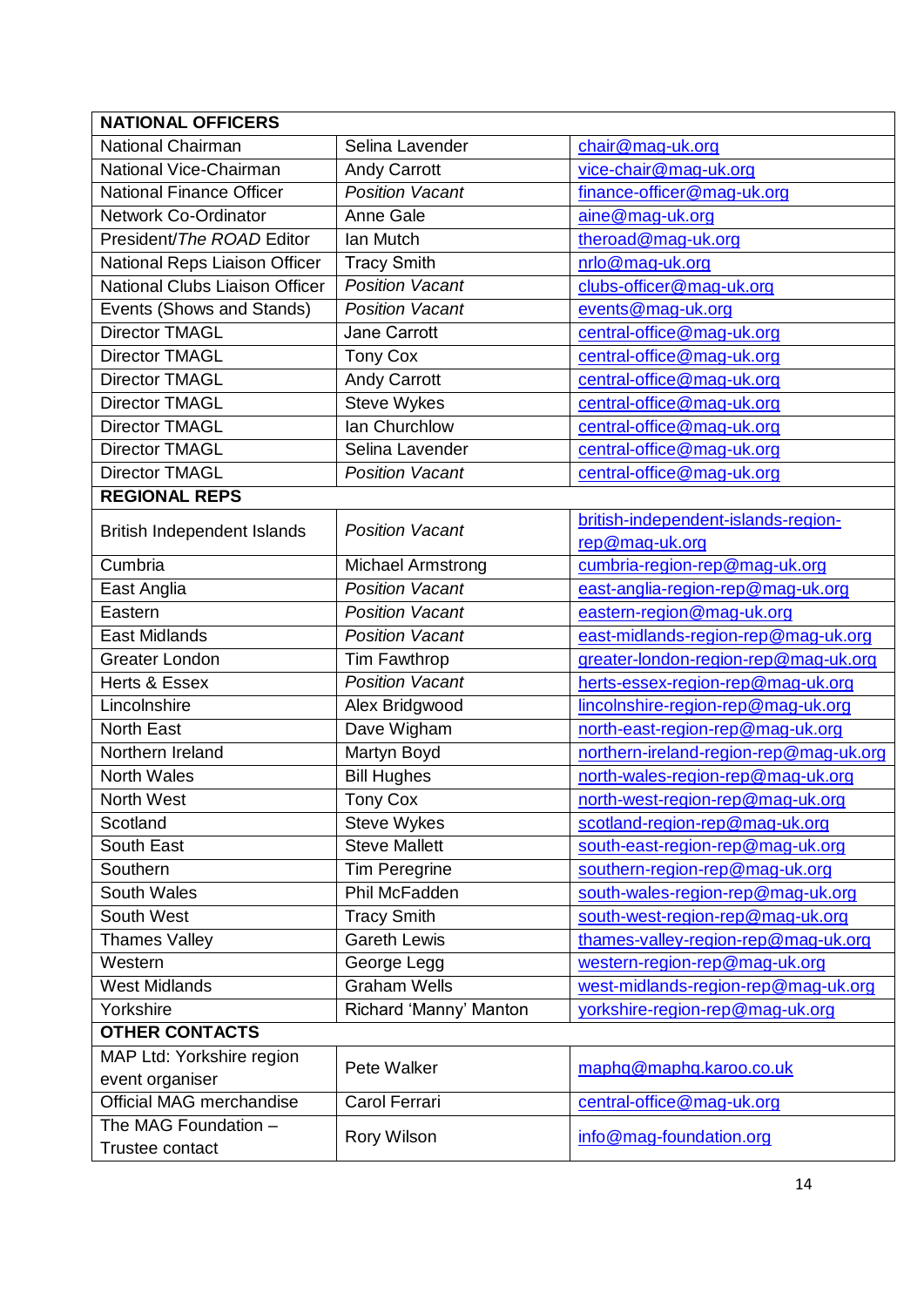| | | |
|---|---|---|
| **NATIONAL OFFICERS** | | |
| National Chairman | Selina Lavender | chair@mag-uk.org |
| National Vice-Chairman | Andy Carrott | vice-chair@mag-uk.org |
| National Finance Officer | *Position Vacant* | finance-officer@mag-uk.org |
| Network Co-Ordinator | Anne Gale | aine@mag-uk.org |
| President/*The ROAD* Editor | Ian Mutch | theroad@mag-uk.org |
| National Reps Liaison Officer | Tracy Smith | nrlo@mag-uk.org |
| National Clubs Liaison Officer | *Position Vacant* | clubs-officer@mag-uk.org |
| Events (Shows and Stands) | *Position Vacant* | events@mag-uk.org |
| Director TMAGL | Jane Carrott | central-office@mag-uk.org |
| Director TMAGL | Tony Cox | central-office@mag-uk.org |
| Director TMAGL | Andy Carrott | central-office@mag-uk.org |
| Director TMAGL | Steve Wykes | central-office@mag-uk.org |
| Director TMAGL | Ian Churchlow | central-office@mag-uk.org |
| Director TMAGL | Selina Lavender | central-office@mag-uk.org |
| Director TMAGL | *Position Vacant* | central-office@mag-uk.org |
| **REGIONAL REPS** | | |
| British Independent Islands | *Position Vacant* | british-independent-islands-region-rep@mag-uk.org |
| Cumbria | Michael Armstrong | cumbria-region-rep@mag-uk.org |
| East Anglia | *Position Vacant* | east-anglia-region-rep@mag-uk.org |
| Eastern | *Position Vacant* | eastern-region@mag-uk.org |
| East Midlands | *Position Vacant* | east-midlands-region-rep@mag-uk.org |
| Greater London | Tim Fawthrop | greater-london-region-rep@mag-uk.org |
| Herts & Essex | *Position Vacant* | herts-essex-region-rep@mag-uk.org |
| Lincolnshire | Alex Bridgwood | lincolnshire-region-rep@mag-uk.org |
| North East | Dave Wigham | north-east-region-rep@mag-uk.org |
| Northern Ireland | Martyn Boyd | northern-ireland-region-rep@mag-uk.org |
| North Wales | Bill Hughes | north-wales-region-rep@mag-uk.org |
| North West | Tony Cox | north-west-region-rep@mag-uk.org |
| Scotland | Steve Wykes | scotland-region-rep@mag-uk.org |
| South East | Steve Mallett | south-east-region-rep@mag-uk.org |
| Southern | Tim Peregrine | southern-region-rep@mag-uk.org |
| South Wales | Phil McFadden | south-wales-region-rep@mag-uk.org |
| South West | Tracy Smith | south-west-region-rep@mag-uk.org |
| Thames Valley | Gareth Lewis | thames-valley-region-rep@mag-uk.org |
| Western | George Legg | western-region-rep@mag-uk.org |
| West Midlands | Graham Wells | west-midlands-region-rep@mag-uk.org |
| Yorkshire | Richard 'Manny' Manton | yorkshire-region-rep@mag-uk.org |
| **OTHER CONTACTS** | | |
| MAP Ltd: Yorkshire region event organiser | Pete Walker | maphq@maphq.karoo.co.uk |
| Official MAG merchandise | Carol Ferrari | central-office@mag-uk.org |
| The MAG Foundation – Trustee contact | Rory Wilson | info@mag-foundation.org |